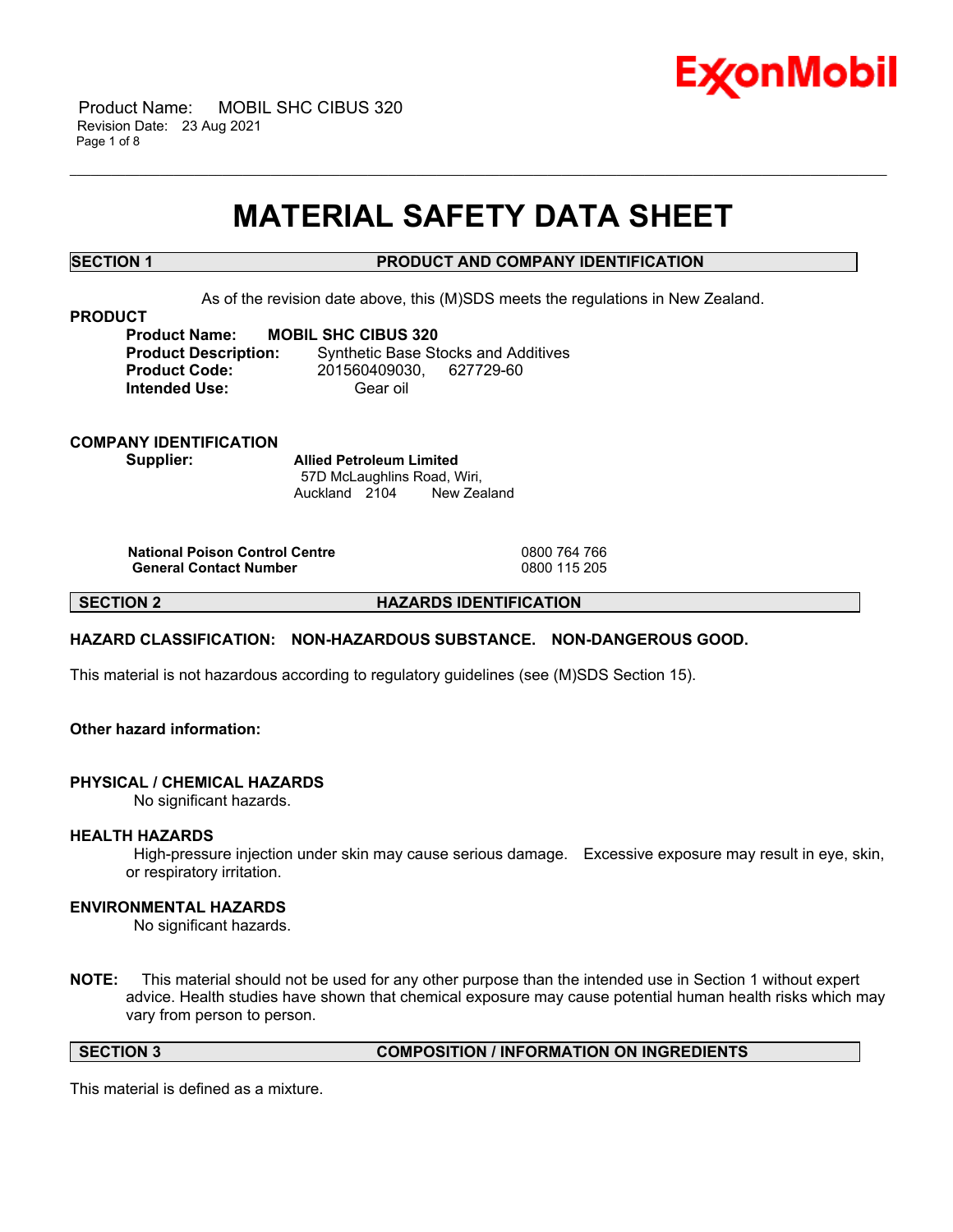# MATERIAL SAFETY DATA SHEET

## SECTION 1 PRODUCT AND COMPANY IDENTIFICATION

As of the revision date above, this (M)SDS meets the regulations in New Zealand.

**PRODUCT**

**Product Name:** **MOBIL SHC CIBUS 320**
**Product Description:** Synthetic Base Stocks and Additives
**Product Code:** 201560409030, 627729-60
**Intended Use:** Gear oil

**COMPANY IDENTIFICATION**

**Supplier:** **Allied Petroleum Limited**
57D McLaughlins Road, Wiri,
Auckland 2104 New Zealand

| | |
|---|---|
| **National Poison Control Centre** | 0800 764 766 |
| **General Contact Number** | 0800 115 205 |

## SECTION 2 HAZARDS IDENTIFICATION

**HAZARD CLASSIFICATION: NON-HAZARDOUS SUBSTANCE. NON-DANGEROUS GOOD.**

This material is not hazardous according to regulatory guidelines (see (M)SDS Section 15).

**Other hazard information:**

**PHYSICAL / CHEMICAL HAZARDS**

No significant hazards.

**HEALTH HAZARDS**

High-pressure injection under skin may cause serious damage. Excessive exposure may result in eye, skin, or respiratory irritation.

**ENVIRONMENTAL HAZARDS**

No significant hazards.

**NOTE:** This material should not be used for any other purpose than the intended use in Section 1 without expert advice. Health studies have shown that chemical exposure may cause potential human health risks which may vary from person to person.

## SECTION 3 COMPOSITION / INFORMATION ON INGREDIENTS

This material is defined as a mixture.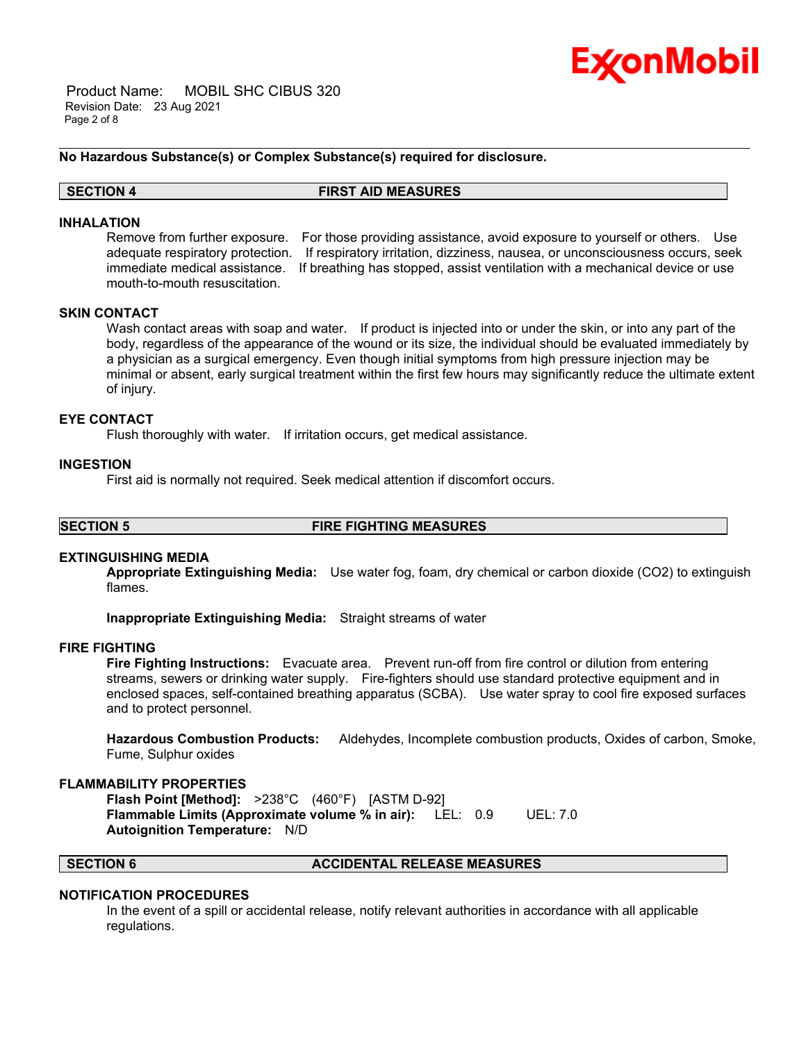**No Hazardous Substance(s) or Complex Substance(s) required for disclosure.**

## SECTION 4 FIRST AID MEASURES

### INHALATION

Remove from further exposure. For those providing assistance, avoid exposure to yourself or others. Use adequate respiratory protection. If respiratory irritation, dizziness, nausea, or unconsciousness occurs, seek immediate medical assistance. If breathing has stopped, assist ventilation with a mechanical device or use mouth-to-mouth resuscitation.

### SKIN CONTACT

Wash contact areas with soap and water. If product is injected into or under the skin, or into any part of the body, regardless of the appearance of the wound or its size, the individual should be evaluated immediately by a physician as a surgical emergency. Even though initial symptoms from high pressure injection may be minimal or absent, early surgical treatment within the first few hours may significantly reduce the ultimate extent of injury.

### EYE CONTACT

Flush thoroughly with water. If irritation occurs, get medical assistance.

### INGESTION

First aid is normally not required. Seek medical attention if discomfort occurs.

## SECTION 5 FIRE FIGHTING MEASURES

### EXTINGUISHING MEDIA

**Appropriate Extinguishing Media:** Use water fog, foam, dry chemical or carbon dioxide ($CO_2$) to extinguish flames.

**Inappropriate Extinguishing Media:** Straight streams of water

### FIRE FIGHTING

**Fire Fighting Instructions:** Evacuate area. Prevent run-off from fire control or dilution from entering streams, sewers or drinking water supply. Fire-fighters should use standard protective equipment and in enclosed spaces, self-contained breathing apparatus (SCBA). Use water spray to cool fire exposed surfaces and to protect personnel.

**Hazardous Combustion Products:** Aldehydes, Incomplete combustion products, Oxides of carbon, Smoke, Fume, Sulphur oxides

### FLAMMABILITY PROPERTIES

**Flash Point [Method]:** >238°C (460°F) [ASTM D-92]
**Flammable Limits (Approximate volume % in air):** LEL: 0.9 UEL: 7.0
**Autoignition Temperature:** N/D

## SECTION 6 ACCIDENTAL RELEASE MEASURES

### NOTIFICATION PROCEDURES

In the event of a spill or accidental release, notify relevant authorities in accordance with all applicable regulations.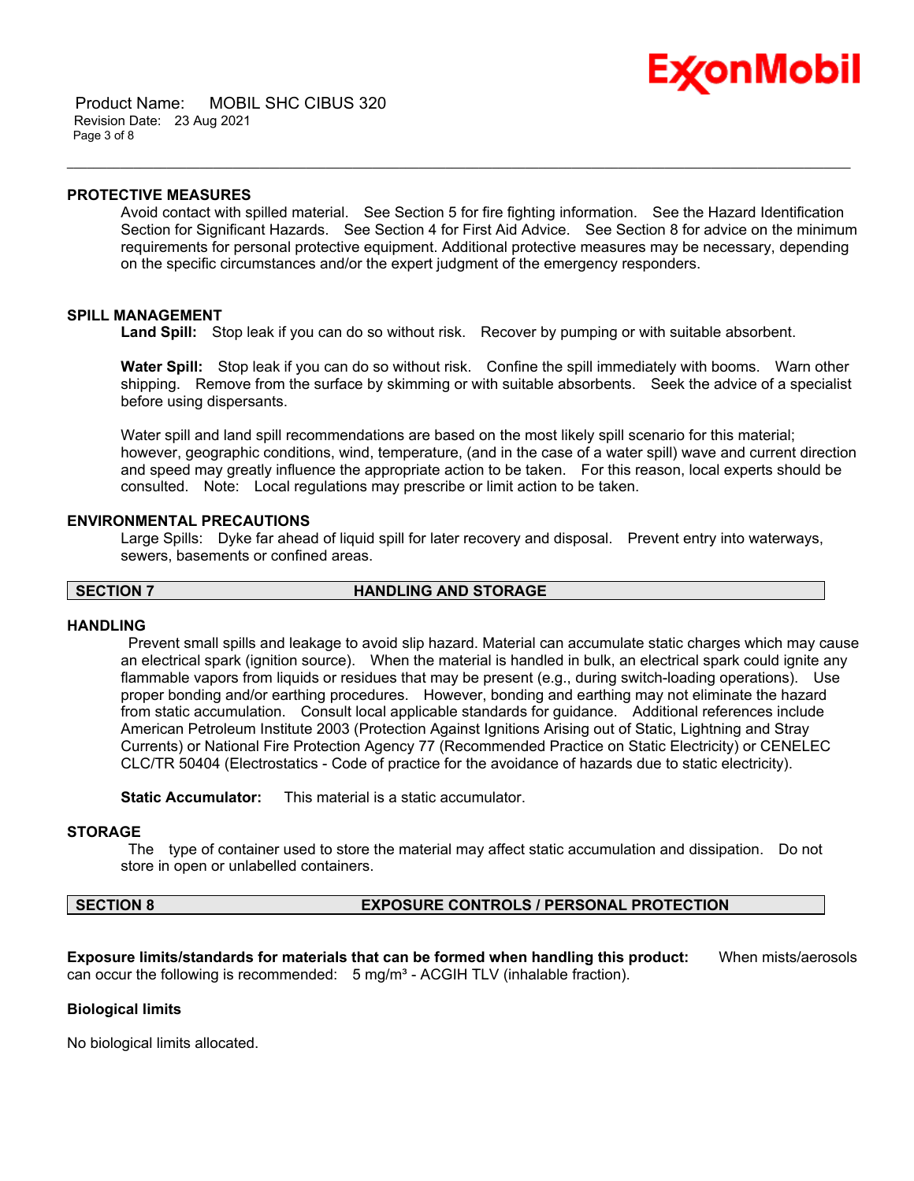### PROTECTIVE MEASURES

Avoid contact with spilled material. See Section 5 for fire fighting information. See the Hazard Identification Section for Significant Hazards. See Section 4 for First Aid Advice. See Section 8 for advice on the minimum requirements for personal protective equipment. Additional protective measures may be necessary, depending on the specific circumstances and/or the expert judgment of the emergency responders.

### SPILL MANAGEMENT

**Land Spill:** Stop leak if you can do so without risk. Recover by pumping or with suitable absorbent.

**Water Spill:** Stop leak if you can do so without risk. Confine the spill immediately with booms. Warn other shipping. Remove from the surface by skimming or with suitable absorbents. Seek the advice of a specialist before using dispersants.

Water spill and land spill recommendations are based on the most likely spill scenario for this material; however, geographic conditions, wind, temperature, (and in the case of a water spill) wave and current direction and speed may greatly influence the appropriate action to be taken. For this reason, local experts should be consulted. Note: Local regulations may prescribe or limit action to be taken.

### ENVIRONMENTAL PRECAUTIONS

Large Spills: Dyke far ahead of liquid spill for later recovery and disposal. Prevent entry into waterways, sewers, basements or confined areas.

## SECTION 7 HANDLING AND STORAGE

### HANDLING

Prevent small spills and leakage to avoid slip hazard. Material can accumulate static charges which may cause an electrical spark (ignition source). When the material is handled in bulk, an electrical spark could ignite any flammable vapors from liquids or residues that may be present (e.g., during switch-loading operations). Use proper bonding and/or earthing procedures. However, bonding and earthing may not eliminate the hazard from static accumulation. Consult local applicable standards for guidance. Additional references include American Petroleum Institute 2003 (Protection Against Ignitions Arising out of Static, Lightning and Stray Currents) or National Fire Protection Agency 77 (Recommended Practice on Static Electricity) or CENELEC CLC/TR 50404 (Electrostatics - Code of practice for the avoidance of hazards due to static electricity).

**Static Accumulator:** This material is a static accumulator.

### STORAGE

The type of container used to store the material may affect static accumulation and dissipation. Do not store in open or unlabelled containers.

## SECTION 8 EXPOSURE CONTROLS / PERSONAL PROTECTION

**Exposure limits/standards for materials that can be formed when handling this product:** When mists/aerosols can occur the following is recommended: 5 mg/m³ - ACGIH TLV (inhalable fraction).

**Biological limits**

No biological limits allocated.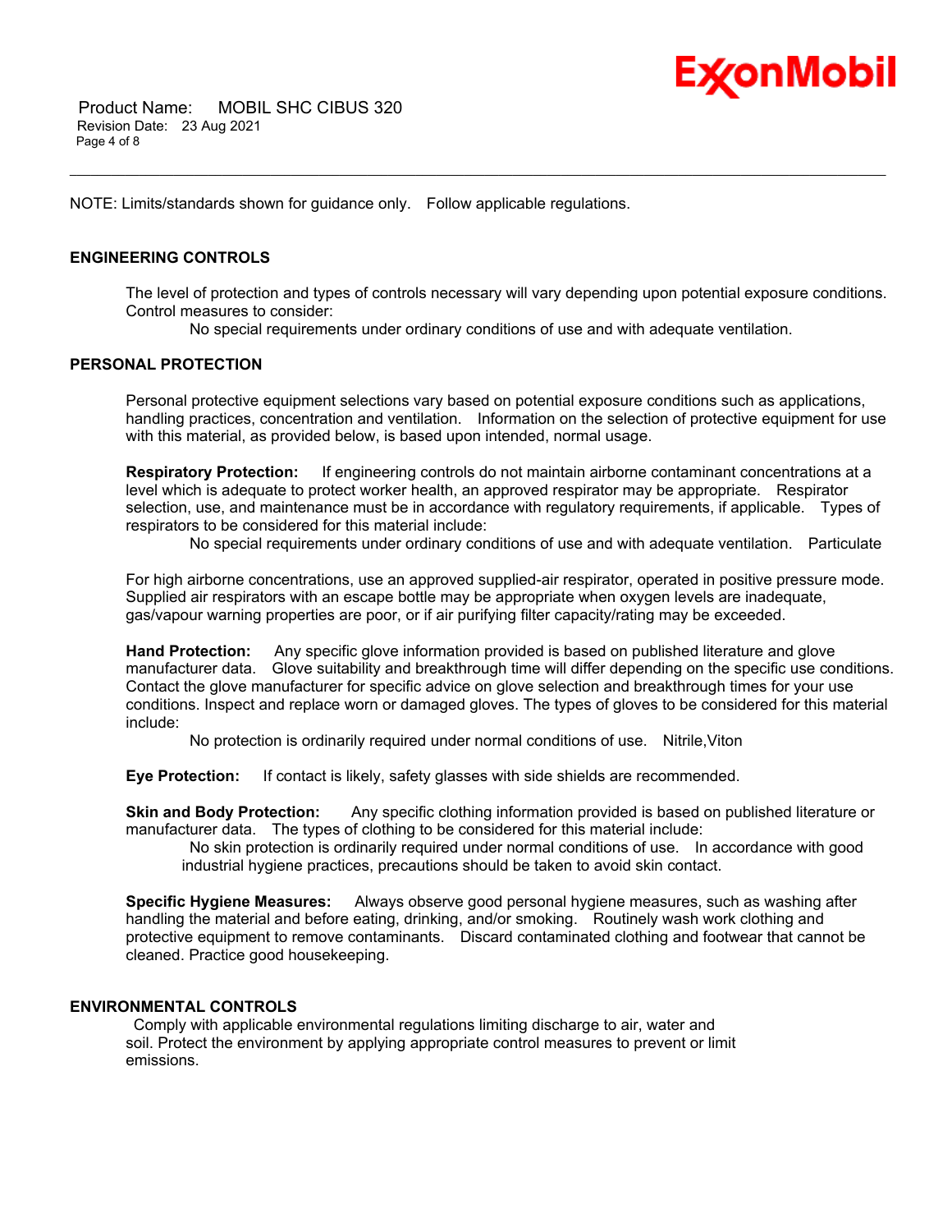NOTE: Limits/standards shown for guidance only. Follow applicable regulations.

## ENGINEERING CONTROLS

The level of protection and types of controls necessary will vary depending upon potential exposure conditions. Control measures to consider:

No special requirements under ordinary conditions of use and with adequate ventilation.

## PERSONAL PROTECTION

Personal protective equipment selections vary based on potential exposure conditions such as applications, handling practices, concentration and ventilation. Information on the selection of protective equipment for use with this material, as provided below, is based upon intended, normal usage.

**Respiratory Protection:** If engineering controls do not maintain airborne contaminant concentrations at a level which is adequate to protect worker health, an approved respirator may be appropriate. Respirator selection, use, and maintenance must be in accordance with regulatory requirements, if applicable. Types of respirators to be considered for this material include:

No special requirements under ordinary conditions of use and with adequate ventilation. Particulate

For high airborne concentrations, use an approved supplied-air respirator, operated in positive pressure mode. Supplied air respirators with an escape bottle may be appropriate when oxygen levels are inadequate, gas/vapour warning properties are poor, or if air purifying filter capacity/rating may be exceeded.

**Hand Protection:** Any specific glove information provided is based on published literature and glove manufacturer data. Glove suitability and breakthrough time will differ depending on the specific use conditions. Contact the glove manufacturer for specific advice on glove selection and breakthrough times for your use conditions. Inspect and replace worn or damaged gloves. The types of gloves to be considered for this material include:

No protection is ordinarily required under normal conditions of use. Nitrile,Viton

**Eye Protection:** If contact is likely, safety glasses with side shields are recommended.

**Skin and Body Protection:** Any specific clothing information provided is based on published literature or manufacturer data. The types of clothing to be considered for this material include:

No skin protection is ordinarily required under normal conditions of use. In accordance with good industrial hygiene practices, precautions should be taken to avoid skin contact.

**Specific Hygiene Measures:** Always observe good personal hygiene measures, such as washing after handling the material and before eating, drinking, and/or smoking. Routinely wash work clothing and protective equipment to remove contaminants. Discard contaminated clothing and footwear that cannot be cleaned. Practice good housekeeping.

## ENVIRONMENTAL CONTROLS

Comply with applicable environmental regulations limiting discharge to air, water and soil. Protect the environment by applying appropriate control measures to prevent or limit emissions.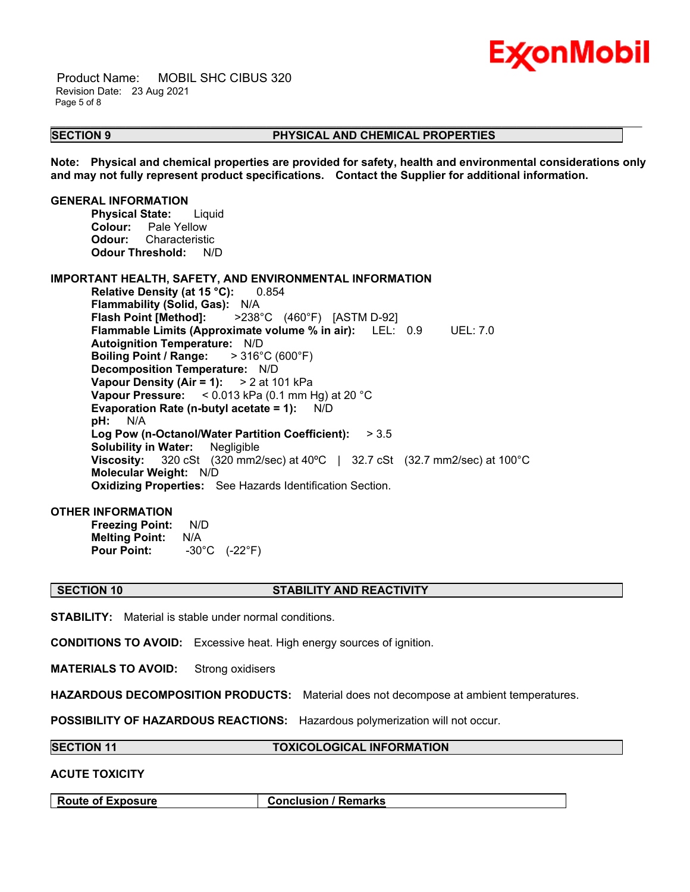## SECTION 9 PHYSICAL AND CHEMICAL PROPERTIES

**Note: Physical and chemical properties are provided for safety, health and environmental considerations only and may not fully represent product specifications. Contact the Supplier for additional information.**

### GENERAL INFORMATION

**Physical State:** Liquid
**Colour:** Pale Yellow
**Odour:** Characteristic
**Odour Threshold:** N/D

### IMPORTANT HEALTH, SAFETY, AND ENVIRONMENTAL INFORMATION

**Relative Density (at 15 °C):** 0.854
**Flammability (Solid, Gas):** N/A
**Flash Point [Method]:** >238°C (460°F) [ASTM D-92]
**Flammable Limits (Approximate volume % in air):** LEL: 0.9 UEL: 7.0
**Autoignition Temperature:** N/D
**Boiling Point / Range:** > 316°C (600°F)
**Decomposition Temperature:** N/D
**Vapour Density (Air = 1):** > 2 at 101 kPa
**Vapour Pressure:** < 0.013 kPa (0.1 mm Hg) at 20 °C
**Evaporation Rate (n-butyl acetate = 1):** N/D
**pH:** N/A
**Log Pow (n-Octanol/Water Partition Coefficient):** > 3.5
**Solubility in Water:** Negligible
**Viscosity:** 320 cSt (320 mm2/sec) at 40ºC | 32.7 cSt (32.7 mm2/sec) at 100°C
**Molecular Weight:** N/D
**Oxidizing Properties:** See Hazards Identification Section.

### OTHER INFORMATION

**Freezing Point:** N/D
**Melting Point:** N/A
**Pour Point:** -30°C (-22°F)

## SECTION 10 STABILITY AND REACTIVITY

**STABILITY:** Material is stable under normal conditions.

**CONDITIONS TO AVOID:** Excessive heat. High energy sources of ignition.

**MATERIALS TO AVOID:** Strong oxidisers

**HAZARDOUS DECOMPOSITION PRODUCTS:** Material does not decompose at ambient temperatures.

**POSSIBILITY OF HAZARDOUS REACTIONS:** Hazardous polymerization will not occur.

## SECTION 11 TOXICOLOGICAL INFORMATION

### ACUTE TOXICITY

| Route of Exposure | Conclusion / Remarks |
|---|---|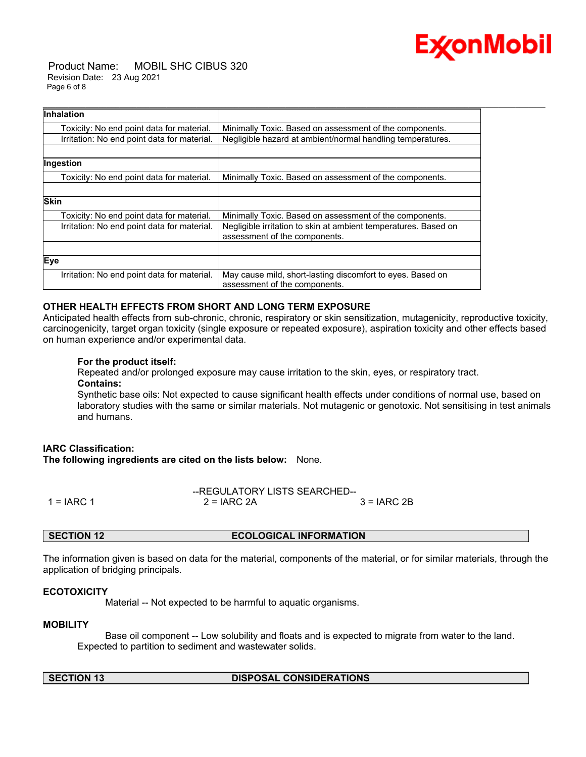| | |
|---|---|
| **Inhalation** | |
| Toxicity: No end point data for material. | Minimally Toxic. Based on assessment of the components. |
| Irritation: No end point data for material. | Negligible hazard at ambient/normal handling temperatures. |
| | |
| **Ingestion** | |
| Toxicity: No end point data for material. | Minimally Toxic. Based on assessment of the components. |
| | |
| **Skin** | |
| Toxicity: No end point data for material. | Minimally Toxic. Based on assessment of the components. |
| Irritation: No end point data for material. | Negligible irritation to skin at ambient temperatures. Based on assessment of the components. |
| | |
| **Eye** | |
| Irritation: No end point data for material. | May cause mild, short-lasting discomfort to eyes. Based on assessment of the components. |

### OTHER HEALTH EFFECTS FROM SHORT AND LONG TERM EXPOSURE

Anticipated health effects from sub-chronic, chronic, respiratory or skin sensitization, mutagenicity, reproductive toxicity, carcinogenicity, target organ toxicity (single exposure or repeated exposure), aspiration toxicity and other effects based on human experience and/or experimental data.

**For the product itself:**
Repeated and/or prolonged exposure may cause irritation to the skin, eyes, or respiratory tract.
**Contains:**
Synthetic base oils: Not expected to cause significant health effects under conditions of normal use, based on laboratory studies with the same or similar materials. Not mutagenic or genotoxic. Not sensitising in test animals and humans.

**IARC Classification:**
**The following ingredients are cited on the lists below:** None.

--REGULATORY LISTS SEARCHED--

1 = IARC 1 &nbsp;&nbsp;&nbsp; 2 = IARC 2A &nbsp;&nbsp;&nbsp; 3 = IARC 2B

## SECTION 12 ECOLOGICAL INFORMATION

The information given is based on data for the material, components of the material, or for similar materials, through the application of bridging principals.

### ECOTOXICITY

Material -- Not expected to be harmful to aquatic organisms.

### MOBILITY

Base oil component -- Low solubility and floats and is expected to migrate from water to the land. Expected to partition to sediment and wastewater solids.

## SECTION 13 DISPOSAL CONSIDERATIONS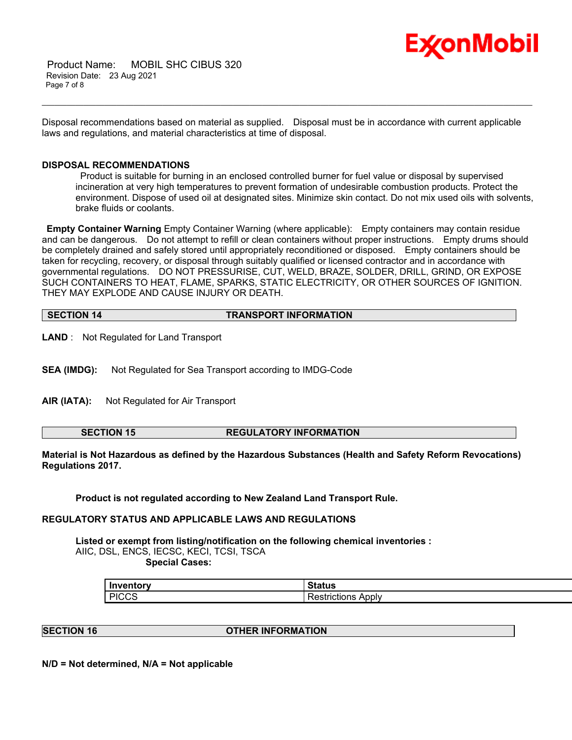Disposal recommendations based on material as supplied. Disposal must be in accordance with current applicable laws and regulations, and material characteristics at time of disposal.

**DISPOSAL RECOMMENDATIONS**

Product is suitable for burning in an enclosed controlled burner for fuel value or disposal by supervised incineration at very high temperatures to prevent formation of undesirable combustion products. Protect the environment. Dispose of used oil at designated sites. Minimize skin contact. Do not mix used oils with solvents, brake fluids or coolants.

**Empty Container Warning** Empty Container Warning (where applicable): Empty containers may contain residue and can be dangerous. Do not attempt to refill or clean containers without proper instructions. Empty drums should be completely drained and safely stored until appropriately reconditioned or disposed. Empty containers should be taken for recycling, recovery, or disposal through suitably qualified or licensed contractor and in accordance with governmental regulations. DO NOT PRESSURISE, CUT, WELD, BRAZE, SOLDER, DRILL, GRIND, OR EXPOSE SUCH CONTAINERS TO HEAT, FLAME, SPARKS, STATIC ELECTRICITY, OR OTHER SOURCES OF IGNITION. THEY MAY EXPLODE AND CAUSE INJURY OR DEATH.

## SECTION 14 TRANSPORT INFORMATION

**LAND** : Not Regulated for Land Transport

**SEA (IMDG):** Not Regulated for Sea Transport according to IMDG-Code

**AIR (IATA):** Not Regulated for Air Transport

## SECTION 15 REGULATORY INFORMATION

**Material is Not Hazardous as defined by the Hazardous Substances (Health and Safety Reform Revocations) Regulations 2017.**

**Product is not regulated according to New Zealand Land Transport Rule.**

**REGULATORY STATUS AND APPLICABLE LAWS AND REGULATIONS**

**Listed or exempt from listing/notification on the following chemical inventories :**
AIIC, DSL, ENCS, IECSC, KECI, TCSI, TSCA

**Special Cases:**

| Inventory | Status |
|---|---|
| PICCS | Restrictions Apply |

## SECTION 16 OTHER INFORMATION

**N/D = Not determined, N/A = Not applicable**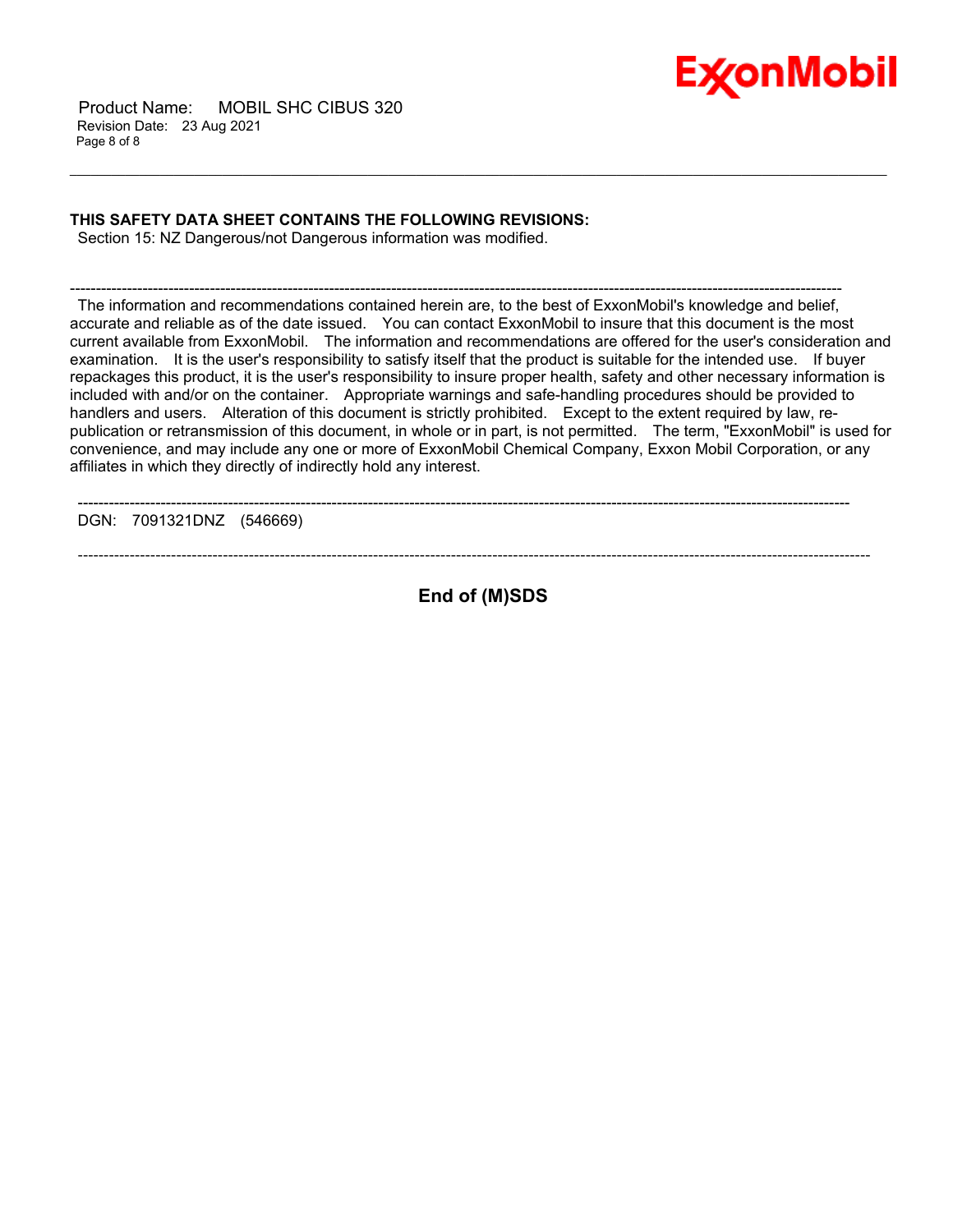**THIS SAFETY DATA SHEET CONTAINS THE FOLLOWING REVISIONS:**
Section 15: NZ Dangerous/not Dangerous information was modified.

-----------------------------------------------------------------------------------------------------------------------------------------------------

The information and recommendations contained herein are, to the best of ExxonMobil's knowledge and belief, accurate and reliable as of the date issued. You can contact ExxonMobil to insure that this document is the most current available from ExxonMobil. The information and recommendations are offered for the user's consideration and examination. It is the user's responsibility to satisfy itself that the product is suitable for the intended use. If buyer repackages this product, it is the user's responsibility to insure proper health, safety and other necessary information is included with and/or on the container. Appropriate warnings and safe-handling procedures should be provided to handlers and users. Alteration of this document is strictly prohibited. Except to the extent required by law, re-publication or retransmission of this document, in whole or in part, is not permitted. The term, "ExxonMobil" is used for convenience, and may include any one or more of ExxonMobil Chemical Company, Exxon Mobil Corporation, or any affiliates in which they directly of indirectly hold any interest.

-----------------------------------------------------------------------------------------------------------------------------------------------------

DGN: 7091321DNZ (546669)

-----------------------------------------------------------------------------------------------------------------------------------------------------

**End of (M)SDS**